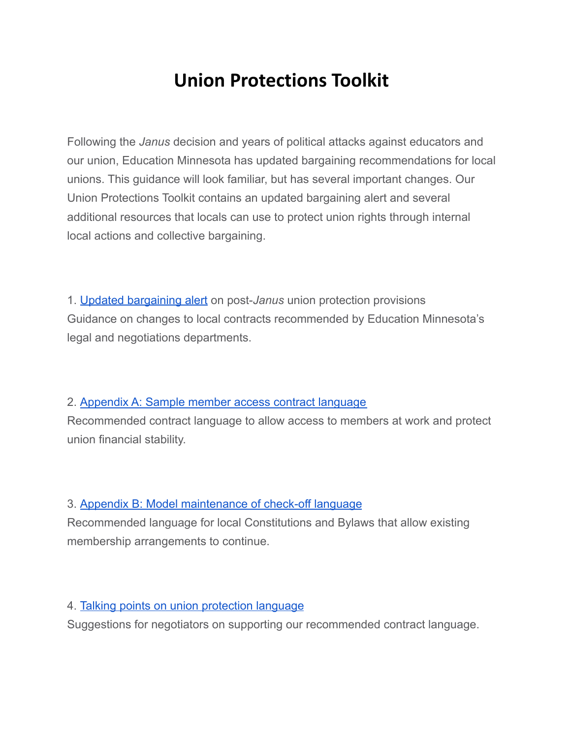# Union Protections Toolkit

Following the *Janus* decision and years of political attacks against educators and our union, Education Minnesota has updated bargaining recommendations for local unions. This guidance will look familiar, but has several important changes. Our Union Protections Toolkit contains an updated bargaining alert and several additional resources that locals can use to protect union rights through internal local actions and collective bargaining.

1. Updated bargaining alert on post-*Janus* union protection provisions
Guidance on changes to local contracts recommended by Education Minnesota's legal and negotiations departments.

2. Appendix A: Sample member access contract language
Recommended contract language to allow access to members at work and protect union financial stability.

3. Appendix B: Model maintenance of check-off language
Recommended language for local Constitutions and Bylaws that allow existing membership arrangements to continue.

4. Talking points on union protection language
Suggestions for negotiators on supporting our recommended contract language.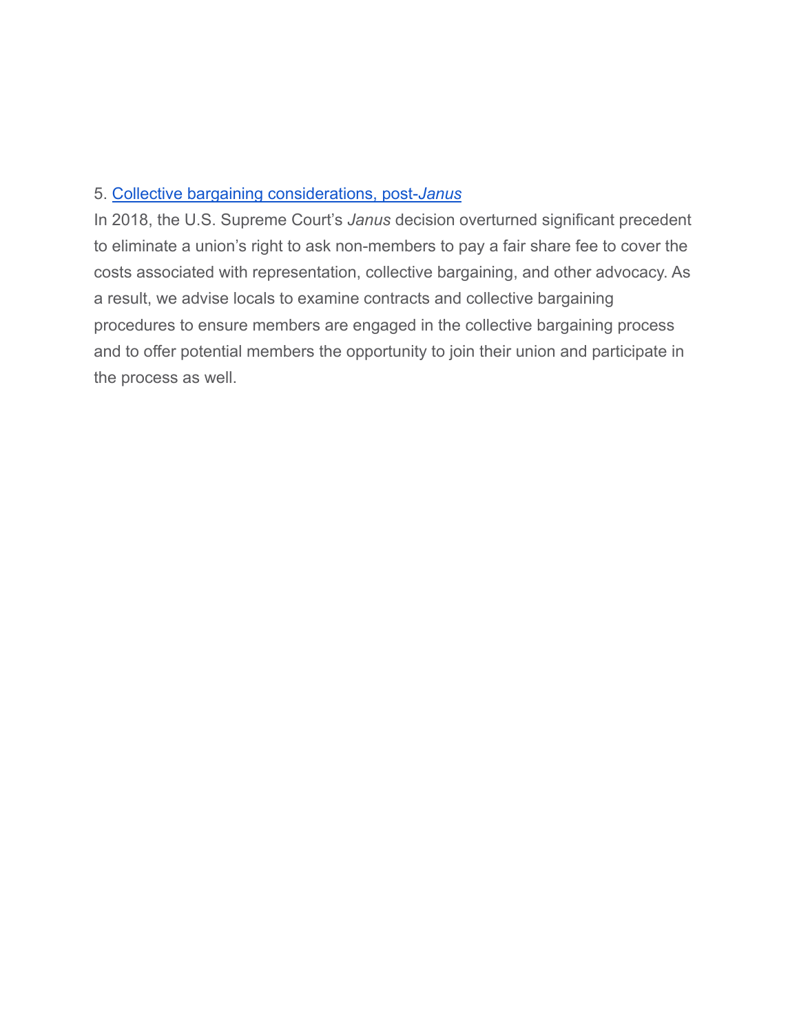5. [Collective bargaining considerations, post-*Janus*]

In 2018, the U.S. Supreme Court's *Janus* decision overturned significant precedent to eliminate a union's right to ask non-members to pay a fair share fee to cover the costs associated with representation, collective bargaining, and other advocacy. As a result, we advise locals to examine contracts and collective bargaining procedures to ensure members are engaged in the collective bargaining process and to offer potential members the opportunity to join their union and participate in the process as well.